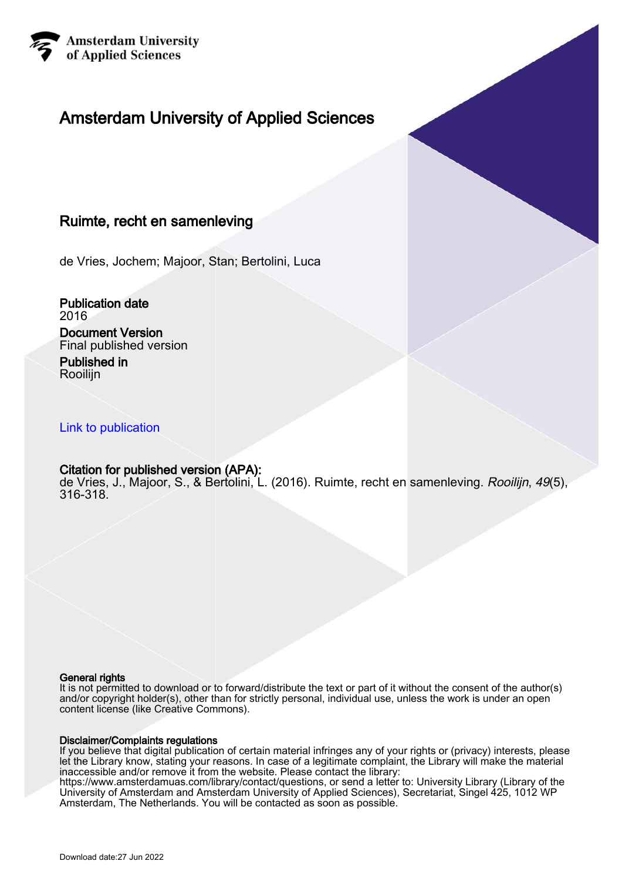Amsterdam University of Applied Sciences

# Amsterdam University of Applied Sciences

## Ruimte, recht en samenleving

de Vries, Jochem; Majoor, Stan; Bertolini, Luca

**Publication date**
2016

**Document Version**
Final published version

**Published in**
Rooilijn

Link to publication

**Citation for published version (APA):**
de Vries, J., Majoor, S., & Bertolini, L. (2016). Ruimte, recht en samenleving. *Rooilijn*, *49*(5), 316-318.

**General rights**
It is not permitted to download or to forward/distribute the text or part of it without the consent of the author(s) and/or copyright holder(s), other than for strictly personal, individual use, unless the work is under an open content license (like Creative Commons).

**Disclaimer/Complaints regulations**
If you believe that digital publication of certain material infringes any of your rights or (privacy) interests, please let the Library know, stating your reasons. In case of a legitimate complaint, the Library will make the material inaccessible and/or remove it from the website. Please contact the library: https://www.amsterdamuas.com/library/contact/questions, or send a letter to: University Library (Library of the University of Amsterdam and Amsterdam University of Applied Sciences), Secretariat, Singel 425, 1012 WP Amsterdam, The Netherlands. You will be contacted as soon as possible.

Download date:27 Jun 2022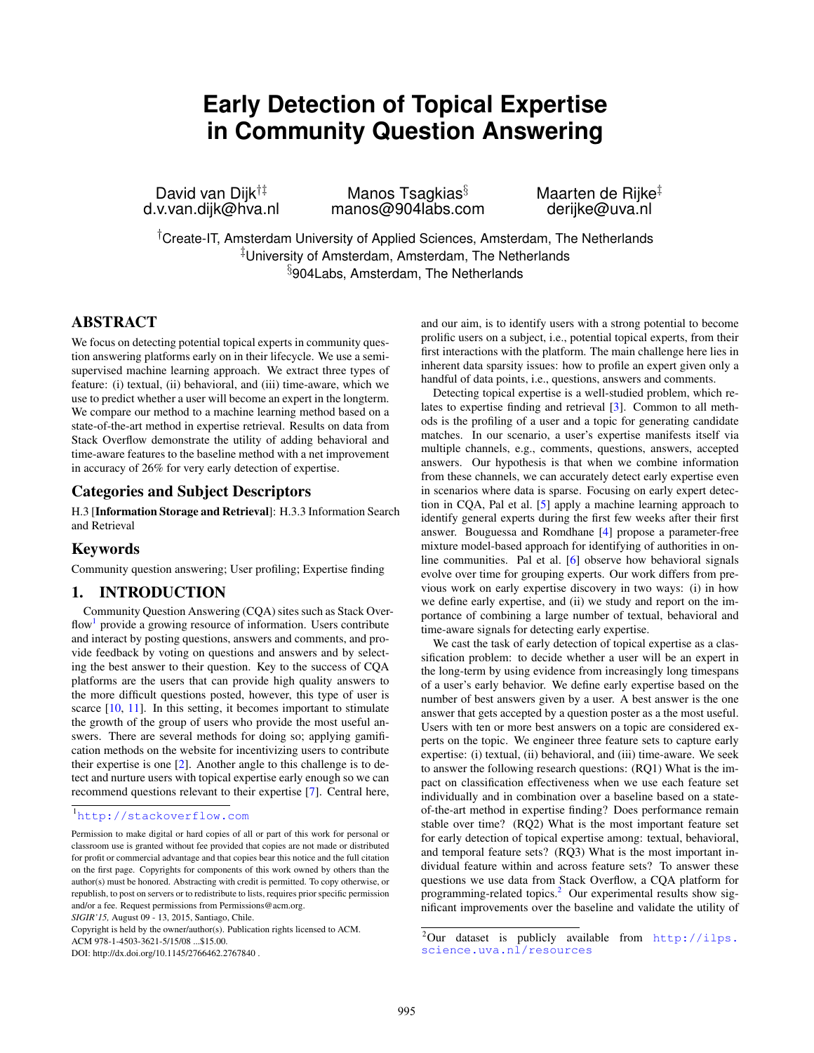# Early Detection of Topical Expertise in Community Question Answering

David van Dijk[†‡] d.v.van.dijk@hva.nl

Manos Tsagkias[§] manos@904labs.com

Maarten de Rijke[‡] derijke@uva.nl

[†]Create-IT, Amsterdam University of Applied Sciences, Amsterdam, The Netherlands
[‡]University of Amsterdam, Amsterdam, The Netherlands
[§]904Labs, Amsterdam, The Netherlands

## ABSTRACT

We focus on detecting potential topical experts in community question answering platforms early on in their lifecycle. We use a semi-supervised machine learning approach. We extract three types of feature: (i) textual, (ii) behavioral, and (iii) time-aware, which we use to predict whether a user will become an expert in the longterm. We compare our method to a machine learning method based on a state-of-the-art method in expertise retrieval. Results on data from Stack Overflow demonstrate the utility of adding behavioral and time-aware features to the baseline method with a net improvement in accuracy of 26% for very early detection of expertise.

## Categories and Subject Descriptors

H.3 [**Information Storage and Retrieval**]: H.3.3 Information Search and Retrieval

## Keywords

Community question answering; User profiling; Expertise finding

## 1. INTRODUCTION

Community Question Answering (CQA) sites such as Stack Overflow[1] provide a growing resource of information. Users contribute and interact by posting questions, answers and comments, and provide feedback by voting on questions and answers and by selecting the best answer to their question. Key to the success of CQA platforms are the users that can provide high quality answers to the more difficult questions posted, however, this type of user is scarce [10, 11]. In this setting, it becomes important to stimulate the growth of the group of users who provide the most useful answers. There are several methods for doing so; applying gamification methods on the website for incentivizing users to contribute their expertise is one [2]. Another angle to this challenge is to detect and nurture users with topical expertise early enough so we can recommend questions relevant to their expertise [7]. Central here, and our aim, is to identify users with a strong potential to become prolific users on a subject, i.e., potential topical experts, from their first interactions with the platform. The main challenge here lies in inherent data sparsity issues: how to profile an expert given only a handful of data points, i.e., questions, answers and comments.

Detecting topical expertise is a well-studied problem, which relates to expertise finding and retrieval [3]. Common to all methods is the profiling of a user and a topic for generating candidate matches. In our scenario, a user's expertise manifests itself via multiple channels, e.g., comments, questions, answers, accepted answers. Our hypothesis is that when we combine information from these channels, we can accurately detect early expertise even in scenarios where data is sparse. Focusing on early expert detection in CQA, Pal et al. [5] apply a machine learning approach to identify general experts during the first few weeks after their first answer. Bouguessa and Romdhane [4] propose a parameter-free mixture model-based approach for identifying of authorities in online communities. Pal et al. [6] observe how behavioral signals evolve over time for grouping experts. Our work differs from previous work on early expertise discovery in two ways: (i) in how we define early expertise, and (ii) we study and report on the importance of combining a large number of textual, behavioral and time-aware signals for detecting early expertise.

We cast the task of early detection of topical expertise as a classification problem: to decide whether a user will be an expert in the long-term by using evidence from increasingly long timespans of a user's early behavior. We define early expertise based on the number of best answers given by a user. A best answer is the one answer that gets accepted by a question poster as a the most useful. Users with ten or more best answers on a topic are considered experts on the topic. We engineer three feature sets to capture early expertise: (i) textual, (ii) behavioral, and (iii) time-aware. We seek to answer the following research questions: (RQ1) What is the impact on classification effectiveness when we use each feature set individually and in combination over a baseline based on a state-of-the-art method in expertise finding? Does performance remain stable over time? (RQ2) What is the most important feature set for early detection of topical expertise among: textual, behavioral, and temporal feature sets? (RQ3) What is the most important individual feature within and across feature sets? To answer these questions we use data from Stack Overflow, a CQA platform for programming-related topics.[2] Our experimental results show significant improvements over the baseline and validate the utility of

[1] http://stackoverflow.com

[2] Our dataset is publicly available from http://ilps.science.uva.nl/resources

Permission to make digital or hard copies of all or part of this work for personal or classroom use is granted without fee provided that copies are not made or distributed for profit or commercial advantage and that copies bear this notice and the full citation on the first page. Copyrights for components of this work owned by others than the author(s) must be honored. Abstracting with credit is permitted. To copy otherwise, or republish, to post on servers or to redistribute to lists, requires prior specific permission and/or a fee. Request permissions from Permissions@acm.org.
*SIGIR'15,* August 09 - 13, 2015, Santiago, Chile.
Copyright is held by the owner/author(s). Publication rights licensed to ACM.
ACM 978-1-4503-3621-5/15/08 ...$15.00.
DOI: http://dx.doi.org/10.1145/2766462.2767840 .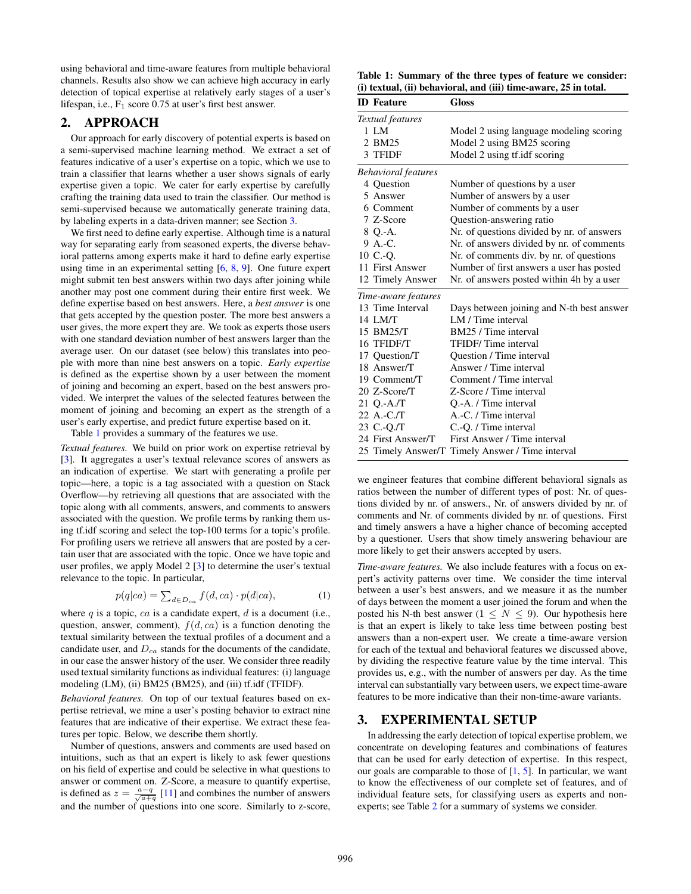using behavioral and time-aware features from multiple behavioral channels. Results also show we can achieve high accuracy in early detection of topical expertise at relatively early stages of a user's lifespan, i.e., $F_1$ score 0.75 at user's first best answer.

## 2. APPROACH

Our approach for early discovery of potential experts is based on a semi-supervised machine learning method. We extract a set of features indicative of a user's expertise on a topic, which we use to train a classifier that learns whether a user shows signals of early expertise given a topic. We cater for early expertise by carefully crafting the training data used to train the classifier. Our method is semi-supervised because we automatically generate training data, by labeling experts in a data-driven manner; see Section 3.

We first need to define early expertise. Although time is a natural way for separating early from seasoned experts, the diverse behavioral patterns among experts make it hard to define early expertise using time in an experimental setting [6, 8, 9]. One future expert might submit ten best answers within two days after joining while another may post one comment during their entire first week. We define expertise based on best answers. Here, a *best answer* is one that gets accepted by the question poster. The more best answers a user gives, the more expert they are. We took as experts those users with one standard deviation number of best answers larger than the average user. On our dataset (see below) this translates into people with more than nine best answers on a topic. *Early expertise* is defined as the expertise shown by a user between the moment of joining and becoming an expert, based on the best answers provided. We interpret the values of the selected features between the moment of joining and becoming an expert as the strength of a user's early expertise, and predict future expertise based on it.

Table 1 provides a summary of the features we use.

**Table 1: Summary of the three types of feature we consider: (i) textual, (ii) behavioral, and (iii) time-aware, 25 in total.**

| ID | Feature | Gloss |
|---|---|---|
| *Textual features* | | |
| 1 | LM | Model 2 using language modeling scoring |
| 2 | BM25 | Model 2 using BM25 scoring |
| 3 | TFIDF | Model 2 using tf.idf scoring |
| *Behavioral features* | | |
| 4 | Question | Number of questions by a user |
| 5 | Answer | Number of answers by a user |
| 6 | Comment | Number of comments by a user |
| 7 | Z-Score | Question-answering ratio |
| 8 | Q.-A. | Nr. of questions divided by nr. of answers |
| 9 | A.-C. | Nr. of answers divided by nr. of comments |
| 10 | C.-Q. | Nr. of comments div. by nr. of questions |
| 11 | First Answer | Number of first answers a user has posted |
| 12 | Timely Answer | Nr. of answers posted within 4h by a user |
| *Time-aware features* | | |
| 13 | Time Interval | Days between joining and N-th best answer |
| 14 | LM/T | LM / Time interval |
| 15 | BM25/T | BM25 / Time interval |
| 16 | TFIDF/T | TFIDF/ Time interval |
| 17 | Question/T | Question / Time interval |
| 18 | Answer/T | Answer / Time interval |
| 19 | Comment/T | Comment / Time interval |
| 20 | Z-Score/T | Z-Score / Time interval |
| 21 | Q.-A./T | Q.-A. / Time interval |
| 22 | A.-C./T | A.-C. / Time interval |
| 23 | C.-Q./T | C.-Q. / Time interval |
| 24 | First Answer/T | First Answer / Time interval |
| 25 | Timely Answer/T | Timely Answer / Time interval |

*Textual features.* We build on prior work on expertise retrieval by [3]. It aggregates a user's textual relevance scores of answers as an indication of expertise. We start with generating a profile per topic—here, a topic is a tag associated with a question on Stack Overflow—by retrieving all questions that are associated with the topic along with all comments, answers, and comments to answers associated with the question. We profile terms by ranking them using tf.idf scoring and select the top-100 terms for a topic's profile. For profiling users we retrieve all answers that are posted by a certain user that are associated with the topic. Once we have topic and user profiles, we apply Model 2 [3] to determine the user's textual relevance to the topic. In particular,

$$p(q|ca) = \sum_{d \in D_{ca}} f(d, ca) \cdot p(d|ca), \tag{1}$$

where $q$ is a topic, $ca$ is a candidate expert, $d$ is a document (i.e., question, answer, comment), $f(d, ca)$ is a function denoting the textual similarity between the textual profiles of a document and a candidate user, and $D_{ca}$ stands for the documents of the candidate, in our case the answer history of the user. We consider three readily used textual similarity functions as individual features: (i) language modeling (LM), (ii) BM25 (BM25), and (iii) tf.idf (TFIDF).

*Behavioral features.* On top of our textual features based on expertise retrieval, we mine a user's posting behavior to extract nine features that are indicative of their expertise. We extract these features per topic. Below, we describe them shortly.

Number of questions, answers and comments are used based on intuitions, such as that an expert is likely to ask fewer questions on his field of expertise and could be selective in what questions to answer or comment on. Z-Score, a measure to quantify expertise, is defined as $z = \frac{a-q}{\sqrt{a+q}}$ [11] and combines the number of answers and the number of questions into one score. Similarly to z-score, we engineer features that combine different behavioral signals as ratios between the number of different types of post: Nr. of questions divided by nr. of answers., Nr. of answers divided by nr. of comments and Nr. of comments divided by nr. of questions. First and timely answers a have a higher chance of becoming accepted by a questioner. Users that show timely answering behaviour are more likely to get their answers accepted by users.

*Time-aware features.* We also include features with a focus on expert's activity patterns over time. We consider the time interval between a user's best answers, and we measure it as the number of days between the moment a user joined the forum and when the posted his N-th best answer ($1 \leq N \leq 9$). Our hypothesis here is that an expert is likely to take less time between posting best answers than a non-expert user. We create a time-aware version for each of the textual and behavioral features we discussed above, by dividing the respective feature value by the time interval. This provides us, e.g., with the number of answers per day. As the time interval can substantially vary between users, we expect time-aware features to be more indicative than their non-time-aware variants.

## 3. EXPERIMENTAL SETUP

In addressing the early detection of topical expertise problem, we concentrate on developing features and combinations of features that can be used for early detection of expertise. In this respect, our goals are comparable to those of [1, 5]. In particular, we want to know the effectiveness of our complete set of features, and of individual feature sets, for classifying users as experts and non-experts; see Table 2 for a summary of systems we consider.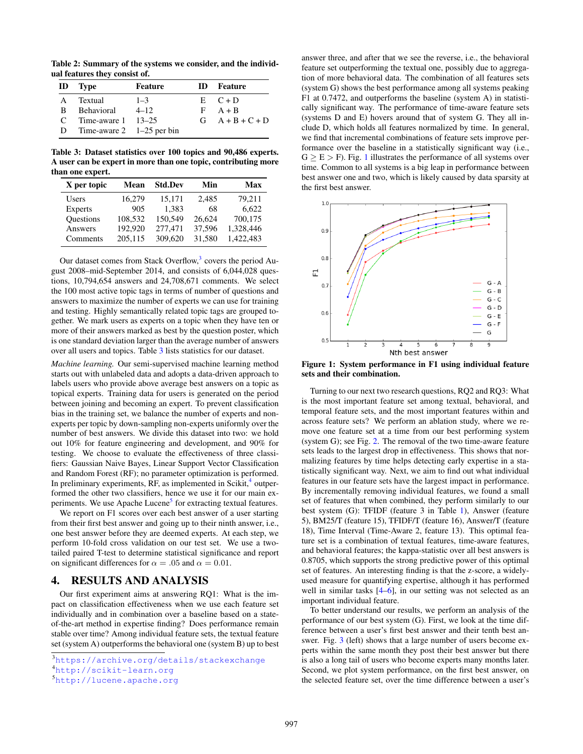**Table 2: Summary of the systems we consider, and the individual features they consist of.**

| ID | Type | Feature | ID | Feature |
|---|---|---|---|---|
| A | Textual | 1–3 | E | C + D |
| B | Behavioral | 4–12 | F | A + B |
| C | Time-aware 1 | 13–25 | G | A + B + C + D |
| D | Time-aware 2 | 1–25 per bin | | |

**Table 3: Dataset statistics over 100 topics and 90,486 experts. A user can be expert in more than one topic, contributing more than one expert.**

| X per topic | Mean | Std.Dev | Min | Max |
|---|---|---|---|---|
| Users | 16,279 | 15,171 | 2,485 | 79,211 |
| Experts | 905 | 1,383 | 68 | 6,622 |
| Questions | 108,532 | 150,549 | 26,624 | 700,175 |
| Answers | 192,920 | 277,471 | 37,596 | 1,328,446 |
| Comments | 205,115 | 309,620 | 31,580 | 1,422,483 |

Our dataset comes from Stack Overflow,[3] covers the period August 2008–mid-September 2014, and consists of 6,044,028 questions, 10,794,654 answers and 24,708,671 comments. We select the 100 most active topic tags in terms of number of questions and answers to maximize the number of experts we can use for training and testing. Highly semantically related topic tags are grouped together. We mark users as experts on a topic when they have ten or more of their answers marked as best by the question poster, which is one standard deviation larger than the average number of answers over all users and topics. Table 3 lists statistics for our dataset.

*Machine learning.* Our semi-supervised machine learning method starts out with unlabeled data and adopts a data-driven approach to labels users who provide above average best answers on a topic as topical experts. Training data for users is generated on the period between joining and becoming an expert. To prevent classification bias in the training set, we balance the number of experts and non-experts per topic by down-sampling non-experts uniformly over the number of best answers. We divide this dataset into two: we hold out 10% for feature engineering and development, and 90% for testing. We choose to evaluate the effectiveness of three classifiers: Gaussian Naive Bayes, Linear Support Vector Classification and Random Forest (RF); no parameter optimization is performed. In preliminary experiments, RF, as implemented in Scikit,[4] outperformed the other two classifiers, hence we use it for our main experiments. We use Apache Lucene[5] for extracting textual features.

We report on F1 scores over each best answer of a user starting from their first best answer and going up to their ninth answer, i.e., one best answer before they are deemed experts. At each step, we perform 10-fold cross validation on our test set. We use a two-tailed paired T-test to determine statistical significance and report on significant differences for $\alpha = .05$ and $\alpha = 0.01$.

## 4. RESULTS AND ANALYSIS

Our first experiment aims at answering RQ1: What is the impact on classification effectiveness when we use each feature set individually and in combination over a baseline based on a state-of-the-art method in expertise finding? Does performance remain stable over time? Among individual feature sets, the textual feature set (system A) outperforms the behavioral one (system B) up to best answer three, and after that we see the reverse, i.e., the behavioral feature set outperforming the textual one, possibly due to aggregation of more behavioral data. The combination of all features sets (system G) shows the best performance among all systems peaking F1 at 0.7472, and outperforms the baseline (system A) in statistically significant way. The performance of time-aware feature sets (systems D and E) hovers around that of system G. They all include D, which holds all features normalized by time. In general, we find that incremental combinations of feature sets improve performance over the baseline in a statistically significant way (i.e., $G \geq E > F$). Fig. 1 illustrates the performance of all systems over time. Common to all systems is a big leap in performance between best answer one and two, which is likely caused by data sparsity at the first best answer.

**Figure 1: System performance in F1 using individual feature sets and their combination.**

Turning to our next two research questions, RQ2 and RQ3: What is the most important feature set among textual, behavioral, and temporal feature sets, and the most important features within and across feature sets? We perform an ablation study, where we remove one feature set at a time from our best performing system (system G); see Fig. 2. The removal of the two time-aware feature sets leads to the largest drop in effectiveness. This shows that normalizing features by time helps detecting early expertise in a statistically significant way. Next, we aim to find out what individual features in our feature sets have the largest impact on performance. By incrementally removing individual features, we found a small set of features that when combined, they perform similarly to our best system (G): TFIDF (feature 3 in Table 1), Answer (feature 5), BM25/T (feature 15), TFIDF/T (feature 16), Answer/T (feature 18), Time Interval (Time-Aware 2, feature 13). This optimal feature set is a combination of textual features, time-aware features, and behavioral features; the kappa-statistic over all best answers is 0.8705, which supports the strong predictive power of this optimal set of features. An interesting finding is that the z-score, a widely-used measure for quantifying expertise, although it has performed well in similar tasks [4–6], in our setting was not selected as an important individual feature.

To better understand our results, we perform an analysis of the performance of our best system (G). First, we look at the time difference between a user's first best answer and their tenth best answer. Fig. 3 (left) shows that a large number of users become experts within the same month they post their best answer but there is also a long tail of users who become experts many months later. Second, we plot system performance, on the first best answer, on the selected feature set, over the time difference between a user's

---

[3] https://archive.org/details/stackexchange
[4] http://scikit-learn.org
[5] http://lucene.apache.org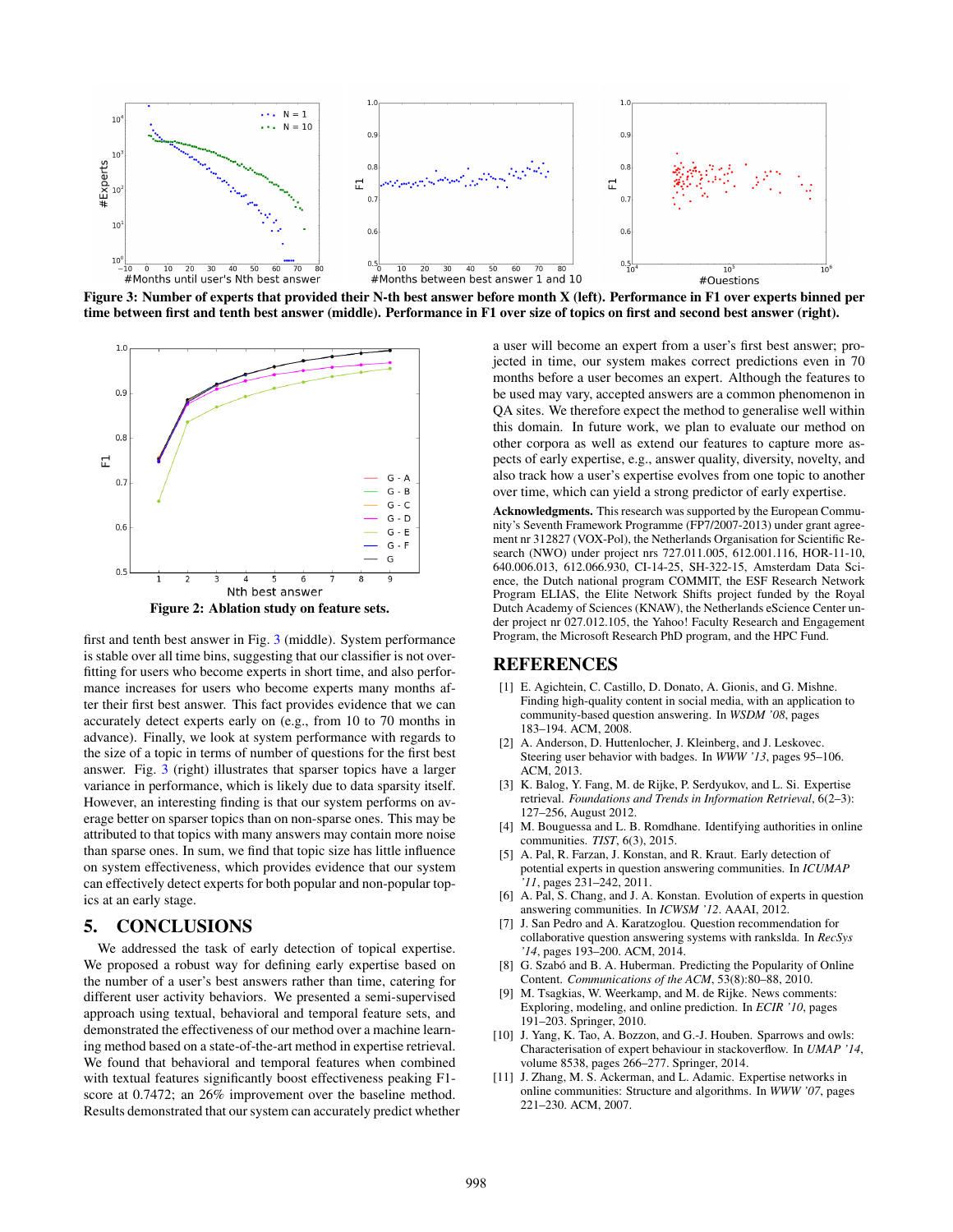#Experts

$10^4$

$10^3$

$10^2$

$10^1$

$10^0$

N = 1

N = 10

−10 0 10 20 30 40 50 60 70 80

#Months until user's Nth best answer

F1

1.0 0.9 0.8 0.7 0.6 0.5

0 10 20 30 40 50 60 70 80

#Months between best answer 1 and 10

F1

1.0 0.9 0.8 0.7 0.6 0.5

$10^4$ $10^5$ $10^6$

#Questions

**Figure 3: Number of experts that provided their N-th best answer before month X (left). Performance in F1 over experts binned per time between first and tenth best answer (middle). Performance in F1 over size of topics on first and second best answer (right).**

F1

1.0 0.9 0.8 0.7 0.6 0.5

1 2 3 4 5 6 7 8 9

Nth best answer

G - A

G - B

G - C

G - D

G - E

G - F

G

**Figure 2: Ablation study on feature sets.**

first and tenth best answer in Fig. 3 (middle). System performance is stable over all time bins, suggesting that our classifier is not overfitting for users who become experts in short time, and also performance increases for users who become experts many months after their first best answer. This fact provides evidence that we can accurately detect experts early on (e.g., from 10 to 70 months in advance). Finally, we look at system performance with regards to the size of a topic in terms of number of questions for the first best answer. Fig. 3 (right) illustrates that sparser topics have a larger variance in performance, which is likely due to data sparsity itself. However, an interesting finding is that our system performs on average better on sparser topics than on non-sparse ones. This may be attributed to that topics with many answers may contain more noise than sparse ones. In sum, we find that topic size has little influence on system effectiveness, which provides evidence that our system can effectively detect experts for both popular and non-popular topics at an early stage.

## 5. CONCLUSIONS

We addressed the task of early detection of topical expertise. We proposed a robust way for defining early expertise based on the number of a user's best answers rather than time, catering for different user activity behaviors. We presented a semi-supervised approach using textual, behavioral and temporal feature sets, and demonstrated the effectiveness of our method over a machine learning method based on a state-of-the-art method in expertise retrieval. We found that behavioral and temporal features when combined with textual features significantly boost effectiveness peaking F1-score at 0.7472; an 26% improvement over the baseline method. Results demonstrated that our system can accurately predict whether a user will become an expert from a user's first best answer; projected in time, our system makes correct predictions even in 70 months before a user becomes an expert. Although the features to be used may vary, accepted answers are a common phenomenon in QA sites. We therefore expect the method to generalise well within this domain. In future work, we plan to evaluate our method on other corpora as well as extend our features to capture more aspects of early expertise, e.g., answer quality, diversity, novelty, and also track how a user's expertise evolves from one topic to another over time, which can yield a strong predictor of early expertise.

**Acknowledgments.** This research was supported by the European Community's Seventh Framework Programme (FP7/2007-2013) under grant agreement nr 312827 (VOX-Pol), the Netherlands Organisation for Scientific Research (NWO) under project nrs 727.011.005, 612.001.116, HOR-11-10, 640.006.013, 612.066.930, CI-14-25, SH-322-15, Amsterdam Data Science, the Dutch national program COMMIT, the ESF Research Network Program ELIAS, the Elite Network Shifts project funded by the Royal Dutch Academy of Sciences (KNAW), the Netherlands eScience Center under project nr 027.012.105, the Yahoo! Faculty Research and Engagement Program, the Microsoft Research PhD program, and the HPC Fund.

## REFERENCES

[1] E. Agichtein, C. Castillo, D. Donato, A. Gionis, and G. Mishne. Finding high-quality content in social media, with an application to community-based question answering. In *WSDM '08*, pages 183–194. ACM, 2008.

[2] A. Anderson, D. Huttenlocher, J. Kleinberg, and J. Leskovec. Steering user behavior with badges. In *WWW '13*, pages 95–106. ACM, 2013.

[3] K. Balog, Y. Fang, M. de Rijke, P. Serdyukov, and L. Si. Expertise retrieval. *Foundations and Trends in Information Retrieval*, 6(2–3): 127–256, August 2012.

[4] M. Bouguessa and L. B. Romdhane. Identifying authorities in online communities. *TIST*, 6(3), 2015.

[5] A. Pal, R. Farzan, J. Konstan, and R. Kraut. Early detection of potential experts in question answering communities. In *ICUMAP '11*, pages 231–242, 2011.

[6] A. Pal, S. Chang, and J. A. Konstan. Evolution of experts in question answering communities. In *ICWSM '12*. AAAI, 2012.

[7] J. San Pedro and A. Karatzoglou. Question recommendation for collaborative question answering systems with rankslda. In *RecSys '14*, pages 193–200. ACM, 2014.

[8] G. Szabó and B. A. Huberman. Predicting the Popularity of Online Content. *Communications of the ACM*, 53(8):80–88, 2010.

[9] M. Tsagkias, W. Weerkamp, and M. de Rijke. News comments: Exploring, modeling, and online prediction. In *ECIR '10*, pages 191–203. Springer, 2010.

[10] J. Yang, K. Tao, A. Bozzon, and G.-J. Houben. Sparrows and owls: Characterisation of expert behaviour in stackoverflow. In *UMAP '14*, volume 8538, pages 266–277. Springer, 2014.

[11] J. Zhang, M. S. Ackerman, and L. Adamic. Expertise networks in online communities: Structure and algorithms. In *WWW '07*, pages 221–230. ACM, 2007.